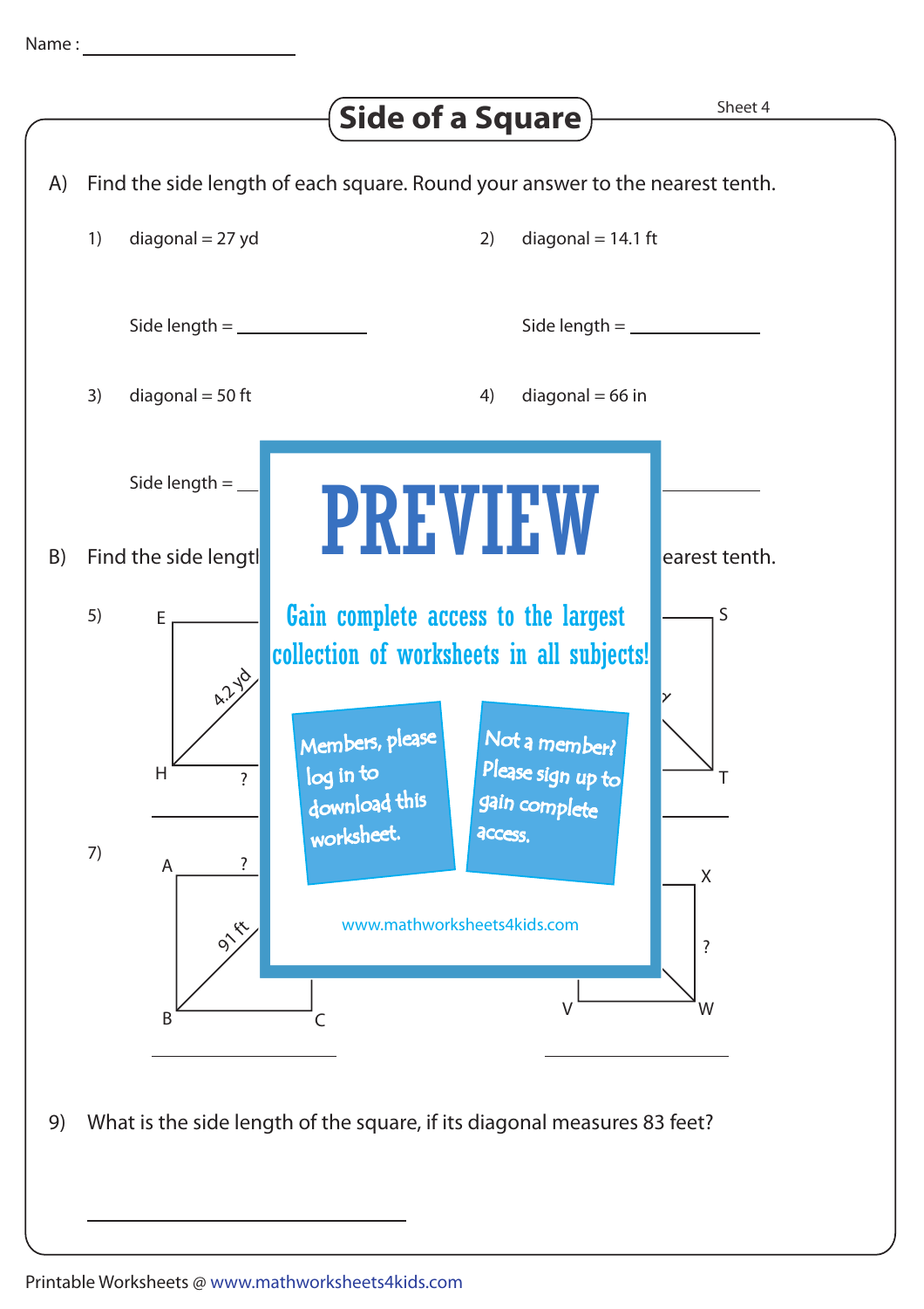Name : ____________________

# Side of a Square

Sheet 4

A) Find the side length of each square. Round your answer to the nearest tenth.

1) diagonal = 27 yd

Side length = ____________

2) diagonal = 14.1 ft

Side length = ____________

3) diagonal = 50 ft

Side length = ____________

4) diagonal = 66 in

Side length = ____________

B) Find the side length ... earest tenth.

5) E, H, ?, 4.2 yd

____________

6) S, T

____________

7) A, ?, B, C, 91 ft

____________

8) X, ?, V, W

____________

PREVIEW

Gain complete access to the largest collection of worksheets in all subjects!

Members, please log in to download this worksheet.

Not a member? Please sign up to gain complete access.

www.mathworksheets4kids.com

9) What is the side length of the square, if its diagonal measures 83 feet?

____________

Printable Worksheets @ www.mathworksheets4kids.com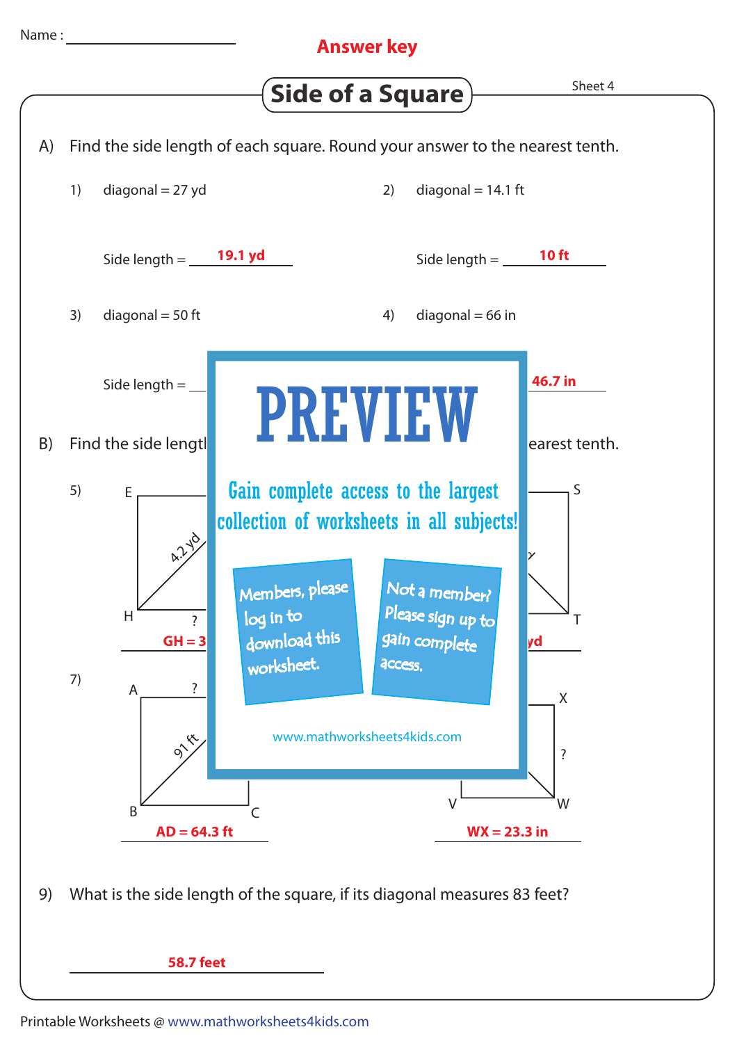Name : ____________

**Answer key**

# Side of a Square

Sheet 4

A) Find the side length of each square. Round your answer to the nearest tenth.

1) diagonal = 27 yd

Side length = **19.1 yd**

2) diagonal = 14.1 ft

Side length = **10 ft**

3) diagonal = 50 ft

Side length = ____

4) diagonal = 66 in

**46.7 in**

B) Find the side lengt... earest tenth.

5) E, H, 4.2 yd, ?

**GH = 3**

S, T, ?

**yd**

7) A, ?, B, C, 91 ft

**AD = 64.3 ft**

X, ?, V, W

**WX = 23.3 in**

PREVIEW

Gain complete access to the largest collection of worksheets in all subjects!

Members, please log in to download this worksheet.

Not a member? Please sign up to gain complete access.

www.mathworksheets4kids.com

9) What is the side length of the square, if its diagonal measures 83 feet?

**58.7 feet**

Printable Worksheets @ www.mathworksheets4kids.com